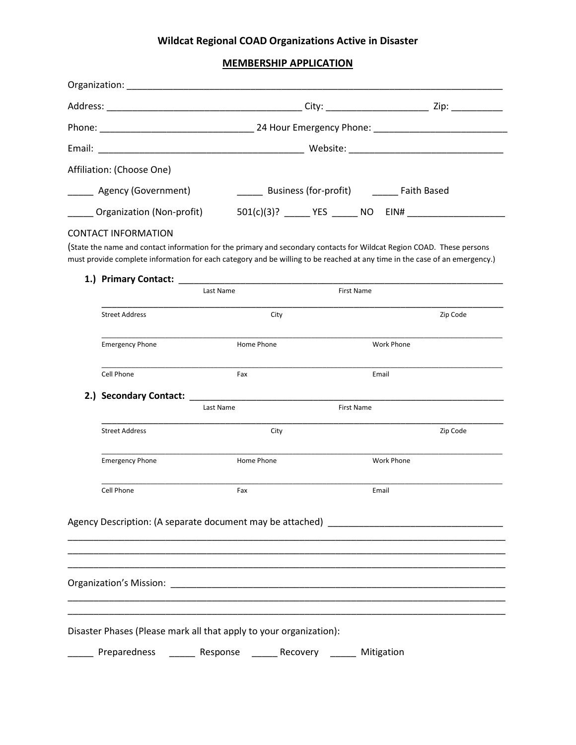# Wildcat Regional COAD Organizations Active in Disaster

## MEMBERSHIP APPLICATION

Organization: ___________________________________________________________________________

Address: ____________________________________ City: ___________________ Zip: __________

Phone: _____________________________ 24 Hour Emergency Phone: _________________________

Email: _______________________________________ Website: ______________________________

Affiliation: (Choose One)

_____ Agency (Government)  _____ Business (for-profit)  _____ Faith Based

_____ Organization (Non-profit)  501(c)(3)? _____ YES _____ NO  EIN# __________________

CONTACT INFORMATION

(State the name and contact information for the primary and secondary contacts for Wildcat Region COAD. These persons must provide complete information for each category and be willing to be reached at any time in the case of an emergency.)

**1.) Primary Contact:** ______________________________________________________________

Last Name  First Name

______________________________________________________________________________

Street Address  City  Zip Code

______________________________________________________________________________

Emergency Phone  Home Phone  Work Phone

______________________________________________________________________________

Cell Phone  Fax  Email

**2.) Secondary Contact:** ____________________________________________________________

Last Name  First Name

______________________________________________________________________________

Street Address  City  Zip Code

______________________________________________________________________________

Emergency Phone  Home Phone  Work Phone

______________________________________________________________________________

Cell Phone  Fax  Email

Agency Description: (A separate document may be attached) ________________________________

______________________________________________________________________________

______________________________________________________________________________

______________________________________________________________________________

Organization's Mission: ________________________________________________________________

______________________________________________________________________________

______________________________________________________________________________

Disaster Phases (Please mark all that apply to your organization):

_____ Preparedness  _____ Response  _____ Recovery  _____ Mitigation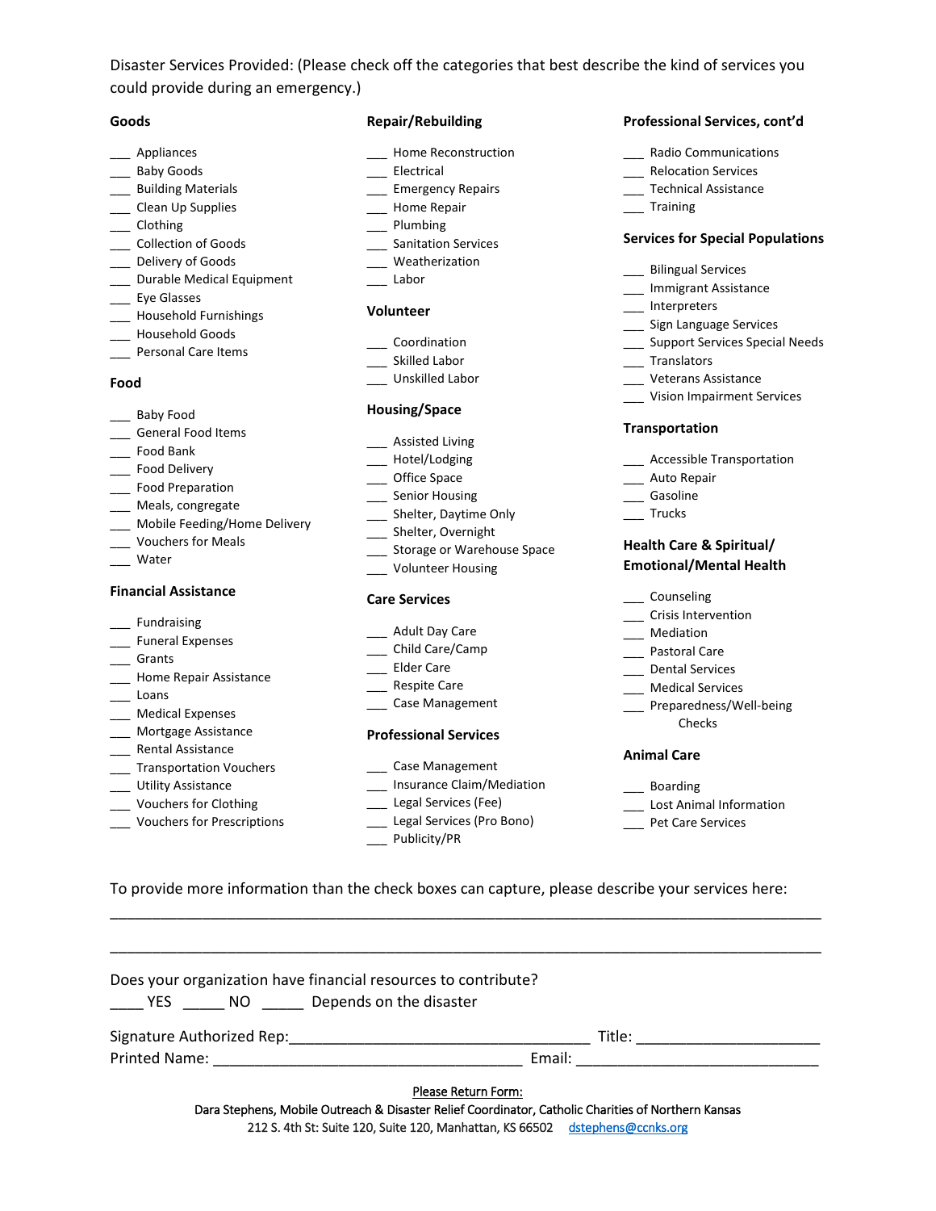Disaster Services Provided: (Please check off the categories that best describe the kind of services you could provide during an emergency.)

**Goods**

___ Appliances
___ Baby Goods
___ Building Materials
___ Clean Up Supplies
___ Clothing
___ Collection of Goods
___ Delivery of Goods
___ Durable Medical Equipment
___ Eye Glasses
___ Household Furnishings
___ Household Goods
___ Personal Care Items

**Food**

___ Baby Food
___ General Food Items
___ Food Bank
___ Food Delivery
___ Food Preparation
___ Meals, congregate
___ Mobile Feeding/Home Delivery
___ Vouchers for Meals
___ Water

**Financial Assistance**

___ Fundraising
___ Funeral Expenses
___ Grants
___ Home Repair Assistance
___ Loans
___ Medical Expenses
___ Mortgage Assistance
___ Rental Assistance
___ Transportation Vouchers
___ Utility Assistance
___ Vouchers for Clothing
___ Vouchers for Prescriptions

**Repair/Rebuilding**

___ Home Reconstruction
___ Electrical
___ Emergency Repairs
___ Home Repair
___ Plumbing
___ Sanitation Services
___ Weatherization
___ Labor

**Volunteer**

___ Coordination
___ Skilled Labor
___ Unskilled Labor

**Housing/Space**

___ Assisted Living
___ Hotel/Lodging
___ Office Space
___ Senior Housing
___ Shelter, Daytime Only
___ Shelter, Overnight
___ Storage or Warehouse Space
___ Volunteer Housing

**Care Services**

___ Adult Day Care
___ Child Care/Camp
___ Elder Care
___ Respite Care
___ Case Management

**Professional Services**

___ Case Management
___ Insurance Claim/Mediation
___ Legal Services (Fee)
___ Legal Services (Pro Bono)
___ Publicity/PR

**Professional Services, cont'd**

___ Radio Communications
___ Relocation Services
___ Technical Assistance
___ Training

**Services for Special Populations**

___ Bilingual Services
___ Immigrant Assistance
___ Interpreters
___ Sign Language Services
___ Support Services Special Needs
___ Translators
___ Veterans Assistance
___ Vision Impairment Services

**Transportation**

___ Accessible Transportation
___ Auto Repair
___ Gasoline
___ Trucks

**Health Care & Spiritual/ Emotional/Mental Health**

___ Counseling
___ Crisis Intervention
___ Mediation
___ Pastoral Care
___ Dental Services
___ Medical Services
___ Preparedness/Well-being Checks

**Animal Care**

___ Boarding
___ Lost Animal Information
___ Pet Care Services

To provide more information than the check boxes can capture, please describe your services here:

______________________________________________________________________________

______________________________________________________________________________

Does your organization have financial resources to contribute?
____ YES _____ NO _____ Depends on the disaster

Signature Authorized Rep:___________________________________ Title: _____________________
Printed Name: __________________________________ Email: ____________________________

Please Return Form:
Dara Stephens, Mobile Outreach & Disaster Relief Coordinator, Catholic Charities of Northern Kansas
212 S. 4th St: Suite 120, Suite 120, Manhattan, KS 66502 dstephens@ccnks.org